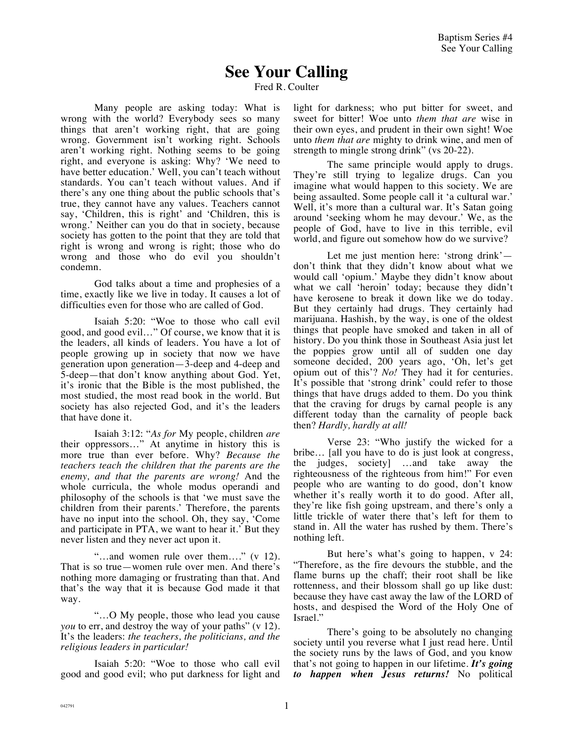# See Your Calling

Fred R. Coulter

Many people are asking today: What is wrong with the world? Everybody sees so many things that aren't working right, that are going wrong. Government isn't working right. Schools aren't working right. Nothing seems to be going right, and everyone is asking: Why? 'We need to have better education.' Well, you can't teach without standards. You can't teach without values. And if there's any one thing about the public schools that's true, they cannot have any values. Teachers cannot say, 'Children, this is right' and 'Children, this is wrong.' Neither can you do that in society, because society has gotten to the point that they are told that right is wrong and wrong is right; those who do wrong and those who do evil you shouldn't condemn.

God talks about a time and prophesies of a time, exactly like we live in today. It causes a lot of difficulties even for those who are called of God.

Isaiah 5:20: "Woe to those who call evil good, and good evil…" Of course, we know that it is the leaders, all kinds of leaders. You have a lot of people growing up in society that now we have generation upon generation—3-deep and 4-deep and 5-deep—that don't know anything about God. Yet, it's ironic that the Bible is the most published, the most studied, the most read book in the world. But society has also rejected God, and it's the leaders that have done it.

Isaiah 3:12: "*As for* My people, children *are* their oppressors…" At anytime in history this is more true than ever before. Why? *Because the teachers teach the children that the parents are the enemy, and that the parents are wrong!* And the whole curricula, the whole modus operandi and philosophy of the schools is that 'we must save the children from their parents.' Therefore, the parents have no input into the school. Oh, they say, 'Come and participate in PTA, we want to hear it.' But they never listen and they never act upon it.

"…and women rule over them…." (v 12). That is so true—women rule over men. And there's nothing more damaging or frustrating than that. And that's the way that it is because God made it that way.

"…O My people, those who lead you cause *you* to err, and destroy the way of your paths" (v 12). It's the leaders: *the teachers, the politicians, and the religious leaders in particular!*

Isaiah 5:20: "Woe to those who call evil good and good evil; who put darkness for light and light for darkness; who put bitter for sweet, and sweet for bitter! Woe unto *them that are* wise in their own eyes, and prudent in their own sight! Woe unto *them that are* mighty to drink wine, and men of strength to mingle strong drink" (vs 20-22).

The same principle would apply to drugs. They're still trying to legalize drugs. Can you imagine what would happen to this society. We are being assaulted. Some people call it 'a cultural war.' Well, it's more than a cultural war. It's Satan going around 'seeking whom he may devour.' We, as the people of God, have to live in this terrible, evil world, and figure out somehow how do we survive?

Let me just mention here: 'strong drink'—don't think that they didn't know about what we would call 'opium.' Maybe they didn't know about what we call 'heroin' today; because they didn't have kerosene to break it down like we do today. But they certainly had drugs. They certainly had marijuana. Hashish, by the way, is one of the oldest things that people have smoked and taken in all of history. Do you think those in Southeast Asia just let the poppies grow until all of sudden one day someone decided, 200 years ago, 'Oh, let's get opium out of this'? *No!* They had it for centuries. It's possible that 'strong drink' could refer to those things that have drugs added to them. Do you think that the craving for drugs by carnal people is any different today than the carnality of people back then? *Hardly, hardly at all!*

Verse 23: "Who justify the wicked for a bribe… [all you have to do is just look at congress, the judges, society] …and take away the righteousness of the righteous from him!" For even people who are wanting to do good, don't know whether it's really worth it to do good. After all, they're like fish going upstream, and there's only a little trickle of water there that's left for them to stand in. All the water has rushed by them. There's nothing left.

But here's what's going to happen, v 24: "Therefore, as the fire devours the stubble, and the flame burns up the chaff; their root shall be like rottenness, and their blossom shall go up like dust: because they have cast away the law of the LORD of hosts, and despised the Word of the Holy One of Israel."

There's going to be absolutely no changing society until you reverse what I just read here. Until the society runs by the laws of God, and you know that's not going to happen in our lifetime. ***It's going to happen when Jesus returns!*** No political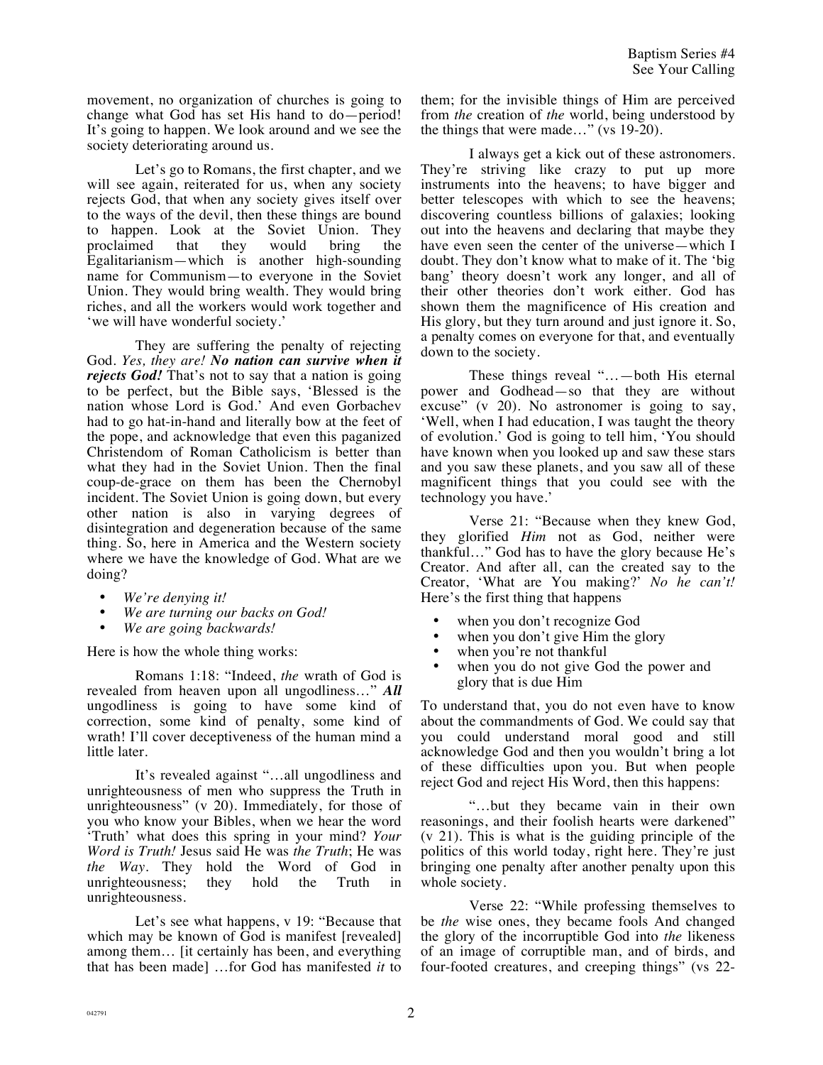movement, no organization of churches is going to change what God has set His hand to do—period! It's going to happen. We look around and we see the society deteriorating around us.

Let's go to Romans, the first chapter, and we will see again, reiterated for us, when any society rejects God, that when any society gives itself over to the ways of the devil, then these things are bound to happen. Look at the Soviet Union. They proclaimed that they would bring the Egalitarianism—which is another high-sounding name for Communism—to everyone in the Soviet Union. They would bring wealth. They would bring riches, and all the workers would work together and 'we will have wonderful society.'

They are suffering the penalty of rejecting God. *Yes, they are!* ***No nation can survive when it rejects God!*** That's not to say that a nation is going to be perfect, but the Bible says, 'Blessed is the nation whose Lord is God.' And even Gorbachev had to go hat-in-hand and literally bow at the feet of the pope, and acknowledge that even this paganized Christendom of Roman Catholicism is better than what they had in the Soviet Union. Then the final coup-de-grace on them has been the Chernobyl incident. The Soviet Union is going down, but every other nation is also in varying degrees of disintegration and degeneration because of the same thing. So, here in America and the Western society where we have the knowledge of God. What are we doing?

- *We're denying it!*
- *We are turning our backs on God!*
- *We are going backwards!*

Here is how the whole thing works:

Romans 1:18: "Indeed, *the* wrath of God is revealed from heaven upon all ungodliness…" ***All*** ungodliness is going to have some kind of correction, some kind of penalty, some kind of wrath! I'll cover deceptiveness of the human mind a little later.

It's revealed against "…all ungodliness and unrighteousness of men who suppress the Truth in unrighteousness" (v 20). Immediately, for those of you who know your Bibles, when we hear the word 'Truth' what does this spring in your mind? *Your Word is Truth!* Jesus said He was *the Truth*; He was *the Way*. They hold the Word of God in unrighteousness; they hold the Truth in unrighteousness.

Let's see what happens, v 19: "Because that which may be known of God is manifest [revealed] among them… [it certainly has been, and everything that has been made] …for God has manifested *it* to them; for the invisible things of Him are perceived from *the* creation of *the* world, being understood by the things that were made…" (vs 19-20).

I always get a kick out of these astronomers. They're striving like crazy to put up more instruments into the heavens; to have bigger and better telescopes with which to see the heavens; discovering countless billions of galaxies; looking out into the heavens and declaring that maybe they have even seen the center of the universe—which I doubt. They don't know what to make of it. The 'big bang' theory doesn't work any longer, and all of their other theories don't work either. God has shown them the magnificence of His creation and His glory, but they turn around and just ignore it. So, a penalty comes on everyone for that, and eventually down to the society.

These things reveal "…—both His eternal power and Godhead—so that they are without excuse" (v 20). No astronomer is going to say, 'Well, when I had education, I was taught the theory of evolution.' God is going to tell him, 'You should have known when you looked up and saw these stars and you saw these planets, and you saw all of these magnificent things that you could see with the technology you have.'

Verse 21: "Because when they knew God, they glorified *Him* not as God, neither were thankful…" God has to have the glory because He's Creator. And after all, can the created say to the Creator, 'What are You making?' *No he can't!* Here's the first thing that happens

- when you don't recognize God
- when you don't give Him the glory
- when you're not thankful
- when you do not give God the power and glory that is due Him

To understand that, you do not even have to know about the commandments of God. We could say that you could understand moral good and still acknowledge God and then you wouldn't bring a lot of these difficulties upon you. But when people reject God and reject His Word, then this happens:

"…but they became vain in their own reasonings, and their foolish hearts were darkened" (v 21). This is what is the guiding principle of the politics of this world today, right here. They're just bringing one penalty after another penalty upon this whole society.

Verse 22: "While professing themselves to be *the* wise ones, they became fools And changed the glory of the incorruptible God into *the* likeness of an image of corruptible man, and of birds, and four-footed creatures, and creeping things" (vs 22-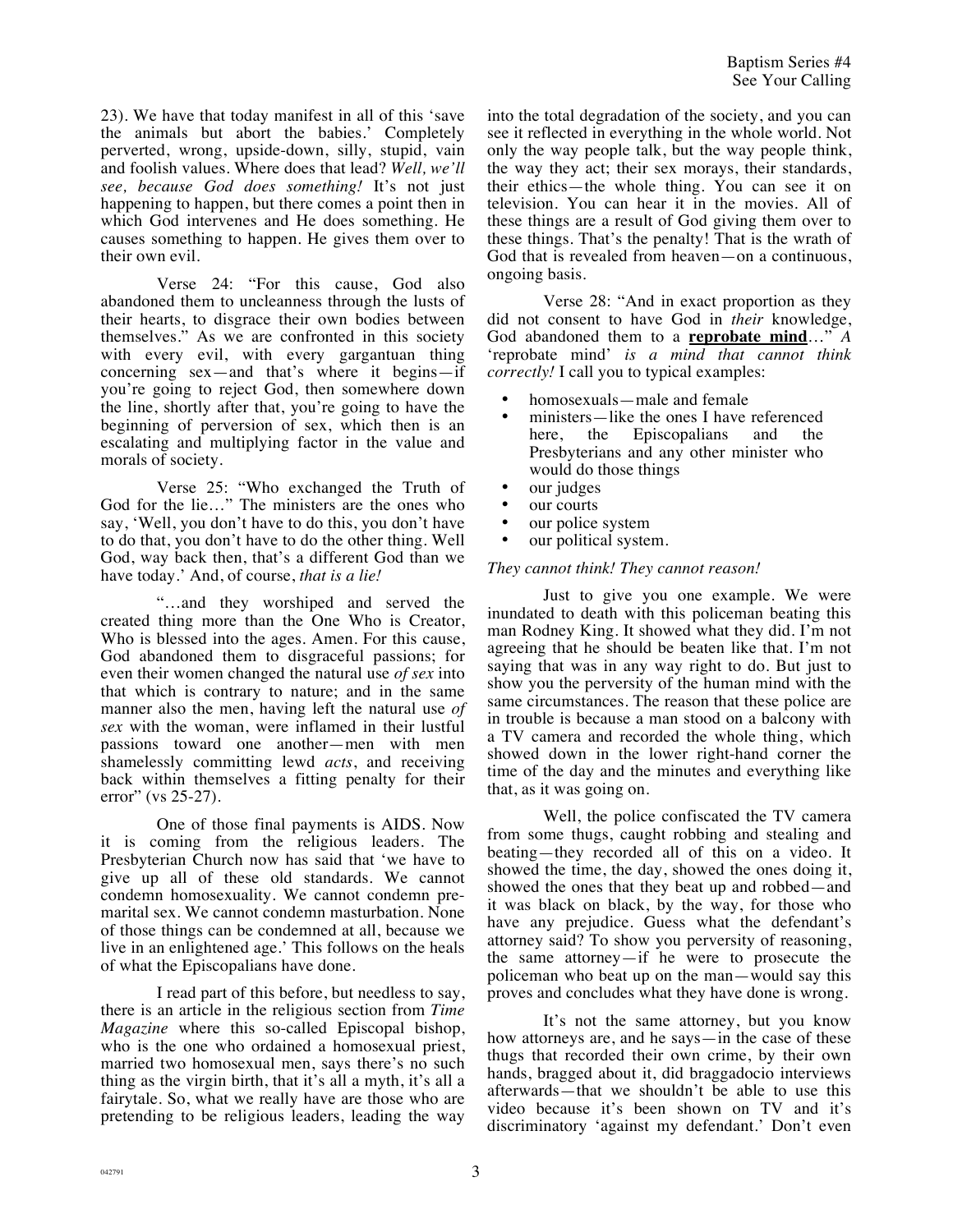23). We have that today manifest in all of this 'save the animals but abort the babies.' Completely perverted, wrong, upside-down, silly, stupid, vain and foolish values. Where does that lead? *Well, we'll see, because God does something!* It's not just happening to happen, but there comes a point then in which God intervenes and He does something. He causes something to happen. He gives them over to their own evil.

Verse 24: "For this cause, God also abandoned them to uncleanness through the lusts of their hearts, to disgrace their own bodies between themselves." As we are confronted in this society with every evil, with every gargantuan thing concerning sex—and that's where it begins—if you're going to reject God, then somewhere down the line, shortly after that, you're going to have the beginning of perversion of sex, which then is an escalating and multiplying factor in the value and morals of society.

Verse 25: "Who exchanged the Truth of God for the lie…" The ministers are the ones who say, 'Well, you don't have to do this, you don't have to do that, you don't have to do the other thing. Well God, way back then, that's a different God than we have today.' And, of course, *that is a lie!*

"…and they worshiped and served the created thing more than the One Who is Creator, Who is blessed into the ages. Amen. For this cause, God abandoned them to disgraceful passions; for even their women changed the natural use *of sex* into that which is contrary to nature; and in the same manner also the men, having left the natural use *of sex* with the woman, were inflamed in their lustful passions toward one another—men with men shamelessly committing lewd *acts*, and receiving back within themselves a fitting penalty for their error" (vs 25-27).

One of those final payments is AIDS. Now it is coming from the religious leaders. The Presbyterian Church now has said that 'we have to give up all of these old standards. We cannot condemn homosexuality. We cannot condemn pre-marital sex. We cannot condemn masturbation. None of those things can be condemned at all, because we live in an enlightened age.' This follows on the heals of what the Episcopalians have done.

I read part of this before, but needless to say, there is an article in the religious section from *Time Magazine* where this so-called Episcopal bishop, who is the one who ordained a homosexual priest, married two homosexual men, says there's no such thing as the virgin birth, that it's all a myth, it's all a fairytale. So, what we really have are those who are pretending to be religious leaders, leading the way into the total degradation of the society, and you can see it reflected in everything in the whole world. Not only the way people talk, but the way people think, the way they act; their sex morays, their standards, their ethics—the whole thing. You can see it on television. You can hear it in the movies. All of these things are a result of God giving them over to these things. That's the penalty! That is the wrath of God that is revealed from heaven—on a continuous, ongoing basis.

Verse 28: "And in exact proportion as they did not consent to have God in *their* knowledge, God abandoned them to a **reprobate mind**…" *A* 'reprobate mind' *is a mind that cannot think correctly!* I call you to typical examples:

- homosexuals—male and female
- ministers—like the ones I have referenced here, the Episcopalians and the Presbyterians and any other minister who would do those things
- our judges
- our courts
- our police system
- our political system.

*They cannot think! They cannot reason!*

Just to give you one example. We were inundated to death with this policeman beating this man Rodney King. It showed what they did. I'm not agreeing that he should be beaten like that. I'm not saying that was in any way right to do. But just to show you the perversity of the human mind with the same circumstances. The reason that these police are in trouble is because a man stood on a balcony with a TV camera and recorded the whole thing, which showed down in the lower right-hand corner the time of the day and the minutes and everything like that, as it was going on.

Well, the police confiscated the TV camera from some thugs, caught robbing and stealing and beating—they recorded all of this on a video. It showed the time, the day, showed the ones doing it, showed the ones that they beat up and robbed—and it was black on black, by the way, for those who have any prejudice. Guess what the defendant's attorney said? To show you perversity of reasoning, the same attorney—if he were to prosecute the policeman who beat up on the man—would say this proves and concludes what they have done is wrong.

It's not the same attorney, but you know how attorneys are, and he says—in the case of these thugs that recorded their own crime, by their own hands, bragged about it, did braggadocio interviews afterwards—that we shouldn't be able to use this video because it's been shown on TV and it's discriminatory 'against my defendant.' Don't even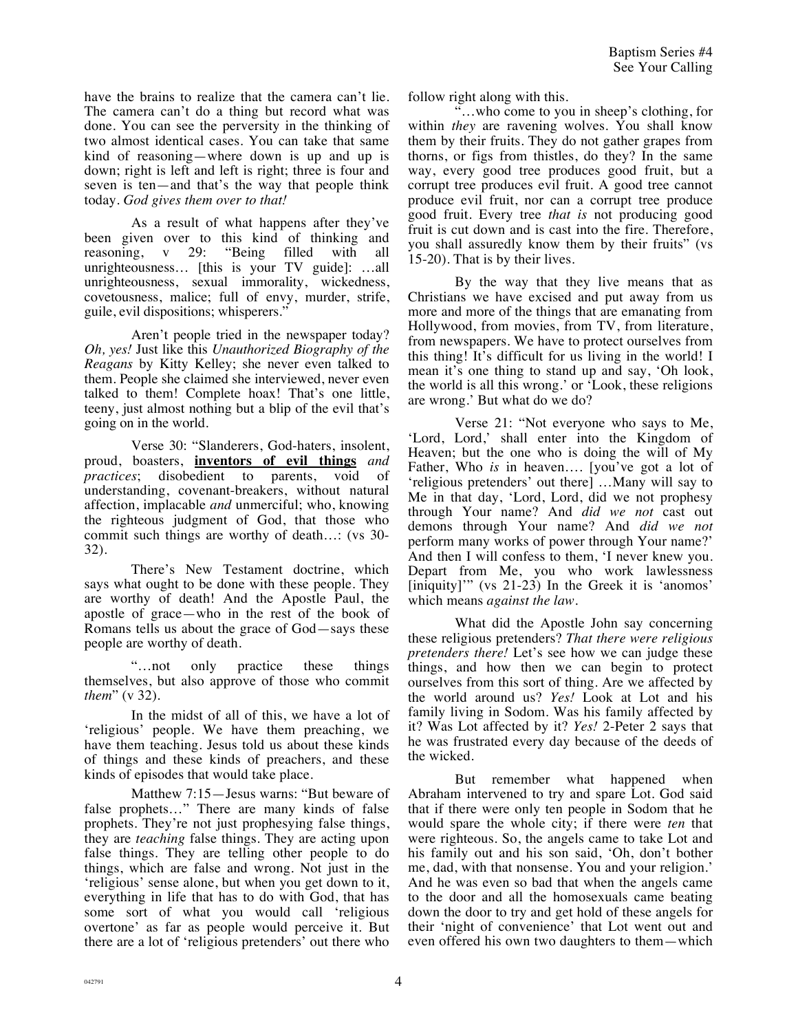have the brains to realize that the camera can't lie. The camera can't do a thing but record what was done. You can see the perversity in the thinking of two almost identical cases. You can take that same kind of reasoning—where down is up and up is down; right is left and left is right; three is four and seven is ten—and that's the way that people think today. *God gives them over to that!*

As a result of what happens after they've been given over to this kind of thinking and reasoning, v 29: "Being filled with all unrighteousness… [this is your TV guide]: …all unrighteousness, sexual immorality, wickedness, covetousness, malice; full of envy, murder, strife, guile, evil dispositions; whisperers."

Aren't people tried in the newspaper today? *Oh, yes!* Just like this *Unauthorized Biography of the Reagans* by Kitty Kelley; she never even talked to them. People she claimed she interviewed, never even talked to them! Complete hoax! That's one little, teeny, just almost nothing but a blip of the evil that's going on in the world.

Verse 30: "Slanderers, God-haters, insolent, proud, boasters, **inventors of evil things** *and practices*; disobedient to parents, void of understanding, covenant-breakers, without natural affection, implacable *and* unmerciful; who, knowing the righteous judgment of God, that those who commit such things are worthy of death…: (vs 30-32).

There's New Testament doctrine, which says what ought to be done with these people. They are worthy of death! And the Apostle Paul, the apostle of grace—who in the rest of the book of Romans tells us about the grace of God—says these people are worthy of death.

"…not only practice these things themselves, but also approve of those who commit *them*" (v 32).

In the midst of all of this, we have a lot of 'religious' people. We have them preaching, we have them teaching. Jesus told us about these kinds of things and these kinds of preachers, and these kinds of episodes that would take place.

Matthew 7:15—Jesus warns: "But beware of false prophets…" There are many kinds of false prophets. They're not just prophesying false things, they are *teaching* false things. They are acting upon false things. They are telling other people to do things, which are false and wrong. Not just in the 'religious' sense alone, but when you get down to it, everything in life that has to do with God, that has some sort of what you would call 'religious overtone' as far as people would perceive it. But there are a lot of 'religious pretenders' out there who follow right along with this.

"…who come to you in sheep's clothing, for within *they* are ravening wolves. You shall know them by their fruits. They do not gather grapes from thorns, or figs from thistles, do they? In the same way, every good tree produces good fruit, but a corrupt tree produces evil fruit. A good tree cannot produce evil fruit, nor can a corrupt tree produce good fruit. Every tree *that is* not producing good fruit is cut down and is cast into the fire. Therefore, you shall assuredly know them by their fruits" (vs 15-20). That is by their lives.

By the way that they live means that as Christians we have excised and put away from us more and more of the things that are emanating from Hollywood, from movies, from TV, from literature, from newspapers. We have to protect ourselves from this thing! It's difficult for us living in the world! I mean it's one thing to stand up and say, 'Oh look, the world is all this wrong.' or 'Look, these religions are wrong.' But what do we do?

Verse 21: "Not everyone who says to Me, 'Lord, Lord,' shall enter into the Kingdom of Heaven; but the one who is doing the will of My Father, Who *is* in heaven…. [you've got a lot of 'religious pretenders' out there] …Many will say to Me in that day, 'Lord, Lord, did we not prophesy through Your name? And *did we not* cast out demons through Your name? And *did we not* perform many works of power through Your name?' And then I will confess to them, 'I never knew you. Depart from Me, you who work lawlessness [iniquity]'" (vs 21-23) In the Greek it is 'anomos' which means *against the law*.

What did the Apostle John say concerning these religious pretenders? *That there were religious pretenders there!* Let's see how we can judge these things, and how then we can begin to protect ourselves from this sort of thing. Are we affected by the world around us? *Yes!* Look at Lot and his family living in Sodom. Was his family affected by it? Was Lot affected by it? *Yes!* 2-Peter 2 says that he was frustrated every day because of the deeds of the wicked.

But remember what happened when Abraham intervened to try and spare Lot. God said that if there were only ten people in Sodom that he would spare the whole city; if there were *ten* that were righteous. So, the angels came to take Lot and his family out and his son said, 'Oh, don't bother me, dad, with that nonsense. You and your religion.' And he was even so bad that when the angels came to the door and all the homosexuals came beating down the door to try and get hold of these angels for their 'night of convenience' that Lot went out and even offered his own two daughters to them—which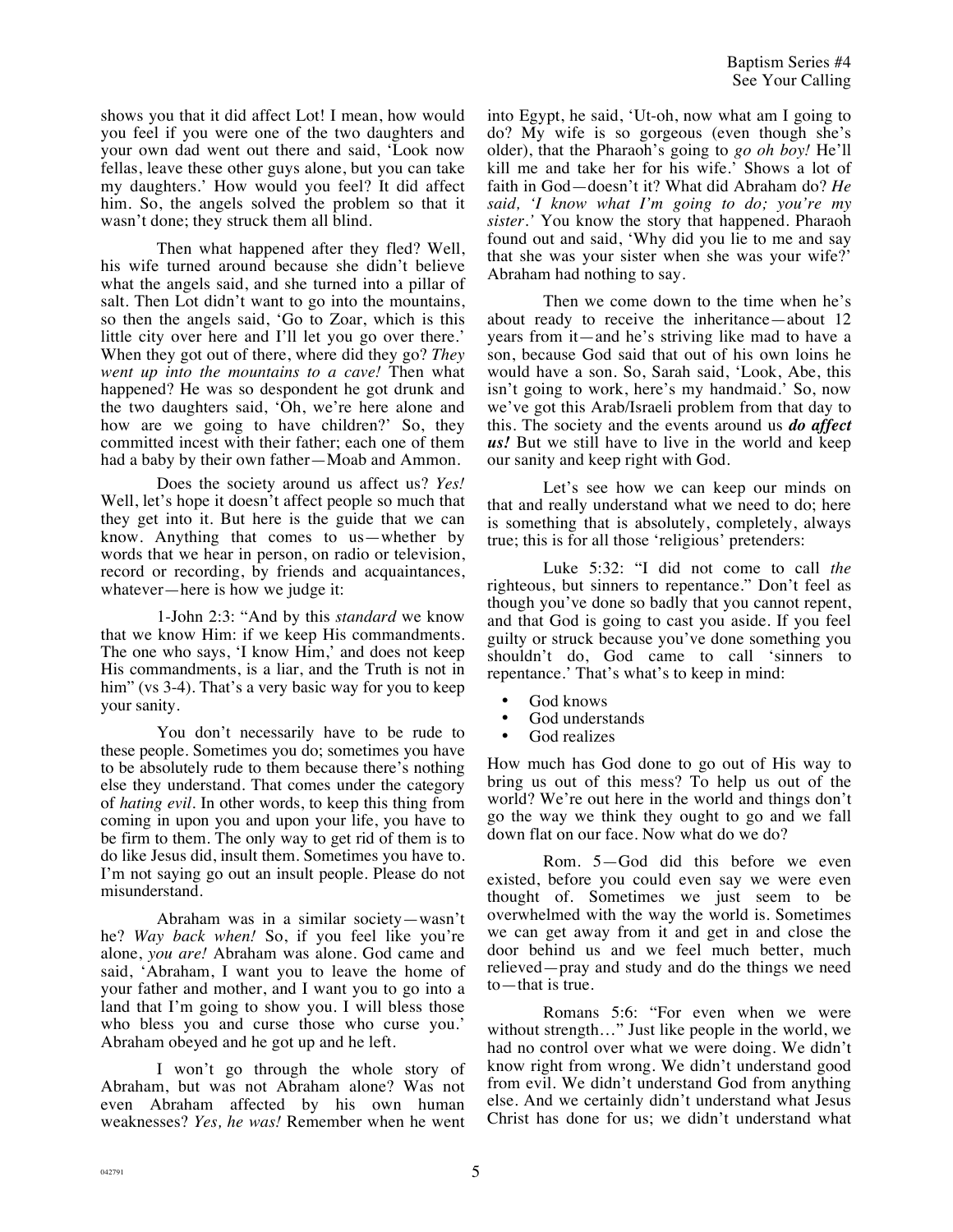shows you that it did affect Lot! I mean, how would you feel if you were one of the two daughters and your own dad went out there and said, 'Look now fellas, leave these other guys alone, but you can take my daughters.' How would you feel? It did affect him. So, the angels solved the problem so that it wasn't done; they struck them all blind.

Then what happened after they fled? Well, his wife turned around because she didn't believe what the angels said, and she turned into a pillar of salt. Then Lot didn't want to go into the mountains, so then the angels said, 'Go to Zoar, which is this little city over here and I'll let you go over there.' When they got out of there, where did they go? *They went up into the mountains to a cave!* Then what happened? He was so despondent he got drunk and the two daughters said, 'Oh, we're here alone and how are we going to have children?' So, they committed incest with their father; each one of them had a baby by their own father—Moab and Ammon.

Does the society around us affect us? *Yes!* Well, let's hope it doesn't affect people so much that they get into it. But here is the guide that we can know. Anything that comes to us—whether by words that we hear in person, on radio or television, record or recording, by friends and acquaintances, whatever—here is how we judge it:

1-John 2:3: "And by this *standard* we know that we know Him: if we keep His commandments. The one who says, 'I know Him,' and does not keep His commandments, is a liar, and the Truth is not in him" (vs 3-4). That's a very basic way for you to keep your sanity.

You don't necessarily have to be rude to these people. Sometimes you do; sometimes you have to be absolutely rude to them because there's nothing else they understand. That comes under the category of *hating evil*. In other words, to keep this thing from coming in upon you and upon your life, you have to be firm to them. The only way to get rid of them is to do like Jesus did, insult them. Sometimes you have to. I'm not saying go out an insult people. Please do not misunderstand.

Abraham was in a similar society—wasn't he? *Way back when!* So, if you feel like you're alone, *you are!* Abraham was alone. God came and said, 'Abraham, I want you to leave the home of your father and mother, and I want you to go into a land that I'm going to show you. I will bless those who bless you and curse those who curse you.' Abraham obeyed and he got up and he left.

I won't go through the whole story of Abraham, but was not Abraham alone? Was not even Abraham affected by his own human weaknesses? *Yes, he was!* Remember when he went into Egypt, he said, 'Ut-oh, now what am I going to do? My wife is so gorgeous (even though she's older), that the Pharaoh's going to *go oh boy!* He'll kill me and take her for his wife.' Shows a lot of faith in God—doesn't it? What did Abraham do? *He said, 'I know what I'm going to do; you're my sister.'* You know the story that happened. Pharaoh found out and said, 'Why did you lie to me and say that she was your sister when she was your wife?' Abraham had nothing to say.

Then we come down to the time when he's about ready to receive the inheritance—about 12 years from it—and he's striving like mad to have a son, because God said that out of his own loins he would have a son. So, Sarah said, 'Look, Abe, this isn't going to work, here's my handmaid.' So, now we've got this Arab/Israeli problem from that day to this. The society and the events around us ***do affect us!*** But we still have to live in the world and keep our sanity and keep right with God.

Let's see how we can keep our minds on that and really understand what we need to do; here is something that is absolutely, completely, always true; this is for all those 'religious' pretenders:

Luke 5:32: "I did not come to call *the* righteous, but sinners to repentance." Don't feel as though you've done so badly that you cannot repent, and that God is going to cast you aside. If you feel guilty or struck because you've done something you shouldn't do, God came to call 'sinners to repentance.' That's what's to keep in mind:

- God knows
- God understands
- God realizes

How much has God done to go out of His way to bring us out of this mess? To help us out of the world? We're out here in the world and things don't go the way we think they ought to go and we fall down flat on our face. Now what do we do?

Rom. 5—God did this before we even existed, before you could even say we were even thought of. Sometimes we just seem to be overwhelmed with the way the world is. Sometimes we can get away from it and get in and close the door behind us and we feel much better, much relieved—pray and study and do the things we need to—that is true.

Romans 5:6: "For even when we were without strength…" Just like people in the world, we had no control over what we were doing. We didn't know right from wrong. We didn't understand good from evil. We didn't understand God from anything else. And we certainly didn't understand what Jesus Christ has done for us; we didn't understand what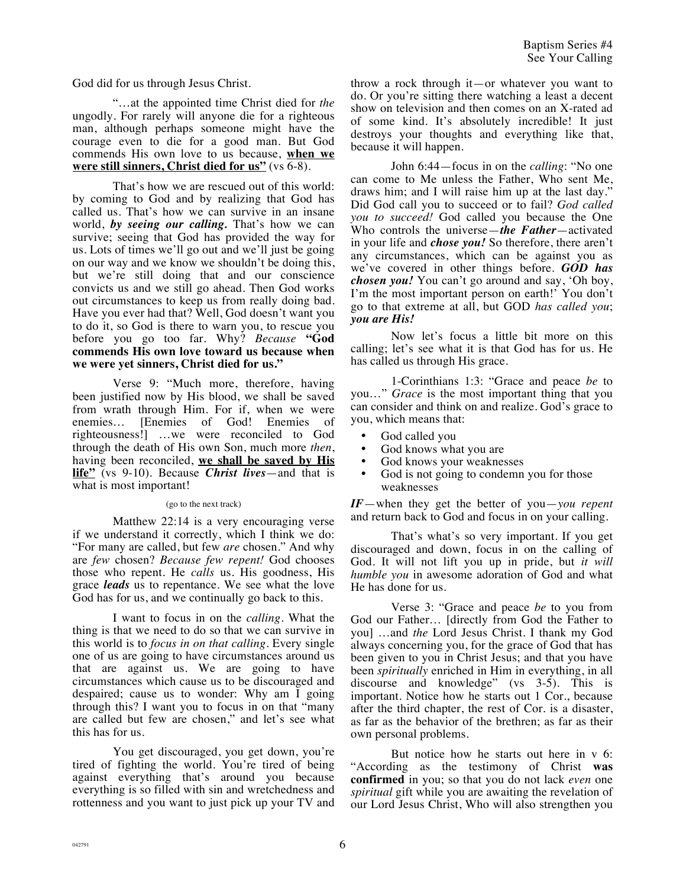God did for us through Jesus Christ.

"…at the appointed time Christ died for *the* ungodly. For rarely will anyone die for a righteous man, although perhaps someone might have the courage even to die for a good man. But God commends His own love to us because, **when we were still sinners, Christ died for us"** (vs 6-8).

That's how we are rescued out of this world: by coming to God and by realizing that God has called us. That's how we can survive in an insane world, ***by seeing our calling.*** That's how we can survive; seeing that God has provided the way for us. Lots of times we'll go out and we'll just be going on our way and we know we shouldn't be doing this, but we're still doing that and our conscience convicts us and we still go ahead. Then God works out circumstances to keep us from really doing bad. Have you ever had that? Well, God doesn't want you to do it, so God is there to warn you, to rescue you before you go too far. Why? *Because* **"God commends His own love toward us because when we were yet sinners, Christ died for us."**

Verse 9: "Much more, therefore, having been justified now by His blood, we shall be saved from wrath through Him. For if, when we were enemies… [Enemies of God! Enemies of righteousness!] …we were reconciled to God through the death of His own Son, much more *then*, having been reconciled, **we shall be saved by His life"** (vs 9-10). Because ***Christ lives***—and that is what is most important!

(go to the next track)

Matthew 22:14 is a very encouraging verse if we understand it correctly, which I think we do: "For many are called, but few *are* chosen." And why are *few* chosen? *Because few repent!* God chooses those who repent. He *calls* us. His goodness, His grace ***leads*** us to repentance. We see what the love God has for us, and we continually go back to this.

I want to focus in on the *calling*. What the thing is that we need to do so that we can survive in this world is to *focus in on that calling*. Every single one of us are going to have circumstances around us that are against us. We are going to have circumstances which cause us to be discouraged and despaired; cause us to wonder: Why am I going through this? I want you to focus in on that "many are called but few are chosen," and let's see what this has for us.

You get discouraged, you get down, you're tired of fighting the world. You're tired of being against everything that's around you because everything is so filled with sin and wretchedness and rottenness and you want to just pick up your TV and throw a rock through it—or whatever you want to do. Or you're sitting there watching a least a decent show on television and then comes on an X-rated ad of some kind. It's absolutely incredible! It just destroys your thoughts and everything like that, because it will happen.

John 6:44—focus in on the *calling*: "No one can come to Me unless the Father, Who sent Me, draws him; and I will raise him up at the last day." Did God call you to succeed or to fail? *God called you to succeed!* God called you because the One Who controls the universe—***the Father***—activated in your life and ***chose you!*** So therefore, there aren't any circumstances, which can be against you as we've covered in other things before. ***GOD has chosen you!*** You can't go around and say, 'Oh boy, I'm the most important person on earth!' You don't go to that extreme at all, but GOD *has called you*; ***you are His!***

Now let's focus a little bit more on this calling; let's see what it is that God has for us. He has called us through His grace.

1-Corinthians 1:3: "Grace and peace *be* to you…" *Grace* is the most important thing that you can consider and think on and realize. God's grace to you, which means that:

- God called you
- God knows what you are
- God knows your weaknesses
- God is not going to condemn you for those weaknesses

***IF***—when they get the better of you—*you repent* and return back to God and focus in on your calling.

That's what's so very important. If you get discouraged and down, focus in on the calling of God. It will not lift you up in pride, but *it will humble you* in awesome adoration of God and what He has done for us.

Verse 3: "Grace and peace *be* to you from God our Father… [directly from God the Father to you] …and *the* Lord Jesus Christ. I thank my God always concerning you, for the grace of God that has been given to you in Christ Jesus; and that you have been *spiritually* enriched in Him in everything, in all discourse and knowledge" (vs 3-5). This is important. Notice how he starts out 1 Cor., because after the third chapter, the rest of Cor. is a disaster, as far as the behavior of the brethren; as far as their own personal problems.

But notice how he starts out here in v 6: "According as the testimony of Christ **was confirmed** in you; so that you do not lack *even* one *spiritual* gift while you are awaiting the revelation of our Lord Jesus Christ, Who will also strengthen you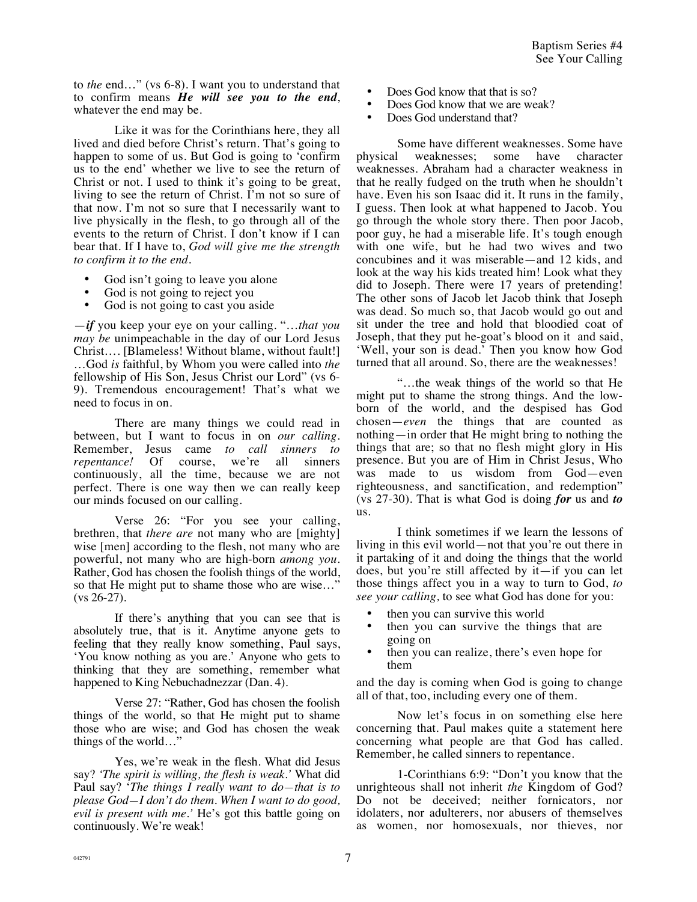to *the* end…" (vs 6-8). I want you to understand that to confirm means ***He will see you to the end***, whatever the end may be.

Like it was for the Corinthians here, they all lived and died before Christ's return. That's going to happen to some of us. But God is going to 'confirm us to the end' whether we live to see the return of Christ or not. I used to think it's going to be great, living to see the return of Christ. I'm not so sure of that now. I'm not so sure that I necessarily want to live physically in the flesh, to go through all of the events to the return of Christ. I don't know if I can bear that. If I have to, *God will give me the strength to confirm it to the end.*

- God isn't going to leave you alone
- God is not going to reject you
- God is not going to cast you aside

—***if*** you keep your eye on your calling. "…*that you may be* unimpeachable in the day of our Lord Jesus Christ…. [Blameless! Without blame, without fault!] …God *is* faithful, by Whom you were called into *the* fellowship of His Son, Jesus Christ our Lord" (vs 6-9). Tremendous encouragement! That's what we need to focus in on.

There are many things we could read in between, but I want to focus in on *our calling*. Remember, Jesus came *to call sinners to repentance!* Of course, we're all sinners continuously, all the time, because we are not perfect. There is one way then we can really keep our minds focused on our calling.

Verse 26: "For you see your calling, brethren, that *there are* not many who are [mighty] wise [men] according to the flesh, not many who are powerful, not many who are high-born *among you*. Rather, God has chosen the foolish things of the world, so that He might put to shame those who are wise…" (vs 26-27).

If there's anything that you can see that is absolutely true, that is it. Anytime anyone gets to feeling that they really know something, Paul says, 'You know nothing as you are.' Anyone who gets to thinking that they are something, remember what happened to King Nebuchadnezzar (Dan. 4).

Verse 27: "Rather, God has chosen the foolish things of the world, so that He might put to shame those who are wise; and God has chosen the weak things of the world…"

Yes, we're weak in the flesh. What did Jesus say? *'The spirit is willing, the flesh is weak.'* What did Paul say? '*The things I really want to do—that is to please God—I don't do them. When I want to do good, evil is present with me.'* He's got this battle going on continuously. We're weak!

- Does God know that that is so?
- Does God know that we are weak?
- Does God understand that?

Some have different weaknesses. Some have physical weaknesses; some have character weaknesses. Abraham had a character weakness in that he really fudged on the truth when he shouldn't have. Even his son Isaac did it. It runs in the family, I guess. Then look at what happened to Jacob. You go through the whole story there. Then poor Jacob, poor guy, he had a miserable life. It's tough enough with one wife, but he had two wives and two concubines and it was miserable—and 12 kids, and look at the way his kids treated him! Look what they did to Joseph. There were 17 years of pretending! The other sons of Jacob let Jacob think that Joseph was dead. So much so, that Jacob would go out and sit under the tree and hold that bloodied coat of Joseph, that they put he-goat's blood on it and said, 'Well, your son is dead.' Then you know how God turned that all around. So, there are the weaknesses!

"…the weak things of the world so that He might put to shame the strong things. And the low-born of the world, and the despised has God chosen—*even* the things that are counted as nothing—in order that He might bring to nothing the things that are; so that no flesh might glory in His presence. But you are of Him in Christ Jesus, Who was made to us wisdom from God—even righteousness, and sanctification, and redemption" (vs 27-30). That is what God is doing ***for*** us and ***to*** us.

I think sometimes if we learn the lessons of living in this evil world—not that you're out there in it partaking of it and doing the things that the world does, but you're still affected by it—if you can let those things affect you in a way to turn to God, *to see your calling,* to see what God has done for you:

- then you can survive this world
- then you can survive the things that are going on
- then you can realize, there's even hope for them

and the day is coming when God is going to change all of that, too, including every one of them.

Now let's focus in on something else here concerning that. Paul makes quite a statement here concerning what people are that God has called. Remember, he called sinners to repentance.

1-Corinthians 6:9: "Don't you know that the unrighteous shall not inherit *the* Kingdom of God? Do not be deceived; neither fornicators, nor idolaters, nor adulterers, nor abusers of themselves as women, nor homosexuals, nor thieves, nor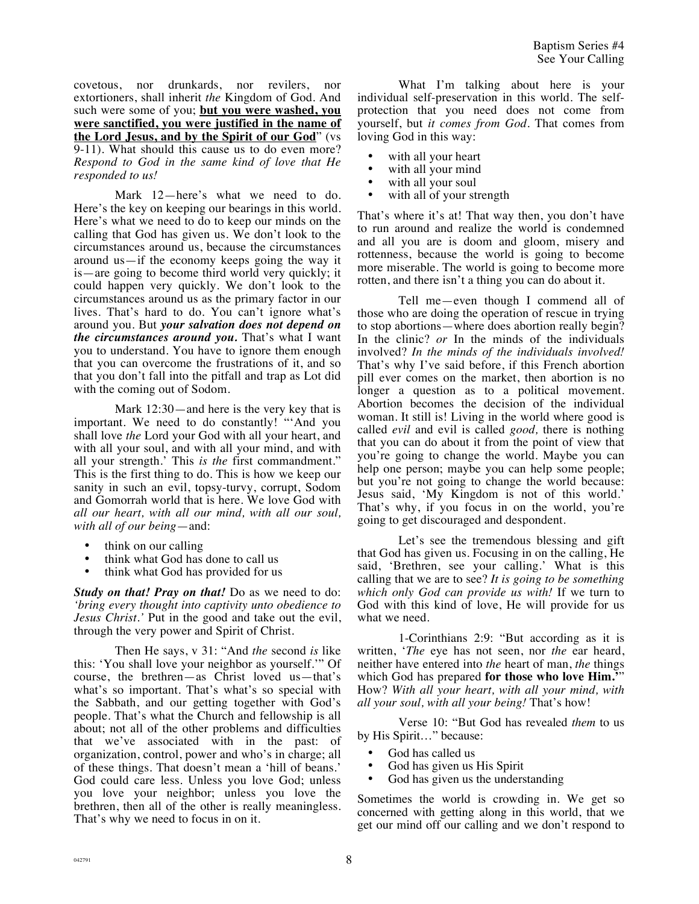covetous, nor drunkards, nor revilers, nor extortioners, shall inherit *the* Kingdom of God. And such were some of you; **but you were washed, you were sanctified, you were justified in the name of the Lord Jesus, and by the Spirit of our God**" (vs 9-11). What should this cause us to do even more? *Respond to God in the same kind of love that He responded to us!*

Mark 12—here's what we need to do. Here's the key on keeping our bearings in this world. Here's what we need to do to keep our minds on the calling that God has given us. We don't look to the circumstances around us, because the circumstances around us—if the economy keeps going the way it is—are going to become third world very quickly; it could happen very quickly. We don't look to the circumstances around us as the primary factor in our lives. That's hard to do. You can't ignore what's around you. But ***your salvation does not depend on the circumstances around you.*** That's what I want you to understand. You have to ignore them enough that you can overcome the frustrations of it, and so that you don't fall into the pitfall and trap as Lot did with the coming out of Sodom.

Mark 12:30—and here is the very key that is important. We need to do constantly! "'And you shall love *the* Lord your God with all your heart, and with all your soul, and with all your mind, and with all your strength.' This *is the* first commandment." This is the first thing to do. This is how we keep our sanity in such an evil, topsy-turvy, corrupt, Sodom and Gomorrah world that is here. We love God with *all our heart, with all our mind, with all our soul, with all of our being*—and:

- think on our calling
- think what God has done to call us
- think what God has provided for us

***Study on that! Pray on that!*** Do as we need to do: *'bring every thought into captivity unto obedience to Jesus Christ.'* Put in the good and take out the evil, through the very power and Spirit of Christ.

Then He says, v 31: "And *the* second *is* like this: 'You shall love your neighbor as yourself.'" Of course, the brethren—as Christ loved us—that's what's so important. That's what's so special with the Sabbath, and our getting together with God's people. That's what the Church and fellowship is all about; not all of the other problems and difficulties that we've associated with in the past: of organization, control, power and who's in charge; all of these things. That doesn't mean a 'hill of beans.' God could care less. Unless you love God; unless you love your neighbor; unless you love the brethren, then all of the other is really meaningless. That's why we need to focus in on it.

What I'm talking about here is your individual self-preservation in this world. The self-protection that you need does not come from yourself, but *it comes from God.* That comes from loving God in this way:

- with all your heart
- with all your mind
- with all your soul
- with all of your strength

That's where it's at! That way then, you don't have to run around and realize the world is condemned and all you are is doom and gloom, misery and rottenness, because the world is going to become more miserable. The world is going to become more rotten, and there isn't a thing you can do about it.

Tell me—even though I commend all of those who are doing the operation of rescue in trying to stop abortions—where does abortion really begin? In the clinic? *or* In the minds of the individuals involved? *In the minds of the individuals involved!* That's why I've said before, if this French abortion pill ever comes on the market, then abortion is no longer a question as to a political movement. Abortion becomes the decision of the individual woman. It still is! Living in the world where good is called *evil* and evil is called *good,* there is nothing that you can do about it from the point of view that you're going to change the world. Maybe you can help one person; maybe you can help some people; but you're not going to change the world because: Jesus said, 'My Kingdom is not of this world.' That's why, if you focus in on the world, you're going to get discouraged and despondent.

Let's see the tremendous blessing and gift that God has given us. Focusing in on the calling, He said, 'Brethren, see your calling.' What is this calling that we are to see? *It is going to be something which only God can provide us with!* If we turn to God with this kind of love, He will provide for us what we need.

1-Corinthians 2:9: "But according as it is written, '*The* eye has not seen, nor *the* ear heard, neither have entered into *the* heart of man, *the* things which God has prepared **for those who love Him.**'" How? *With all your heart, with all your mind, with all your soul, with all your being!* That's how!

Verse 10: "But God has revealed *them* to us by His Spirit…" because:

- God has called us
- God has given us His Spirit
- God has given us the understanding

Sometimes the world is crowding in. We get so concerned with getting along in this world, that we get our mind off our calling and we don't respond to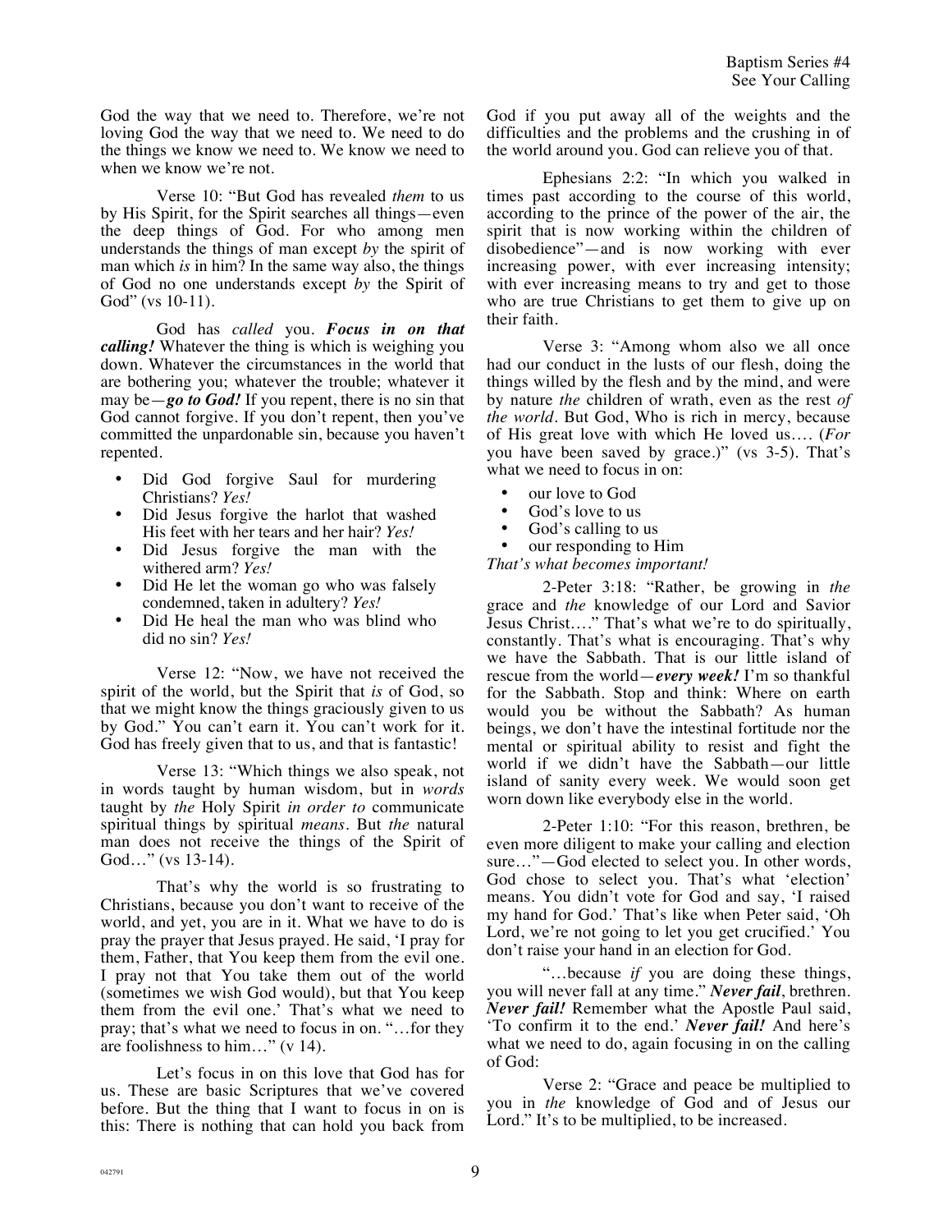God the way that we need to. Therefore, we're not loving God the way that we need to. We need to do the things we know we need to. We know we need to when we know we're not.

Verse 10: "But God has revealed *them* to us by His Spirit, for the Spirit searches all things—even the deep things of God. For who among men understands the things of man except *by* the spirit of man which *is* in him? In the same way also, the things of God no one understands except *by* the Spirit of God" (vs 10-11).

God has *called* you. ***Focus in on that calling!*** Whatever the thing is which is weighing you down. Whatever the circumstances in the world that are bothering you; whatever the trouble; whatever it may be—***go to God!*** If you repent, there is no sin that God cannot forgive. If you don't repent, then you've committed the unpardonable sin, because you haven't repented.

- Did God forgive Saul for murdering Christians? *Yes!*
- Did Jesus forgive the harlot that washed His feet with her tears and her hair? *Yes!*
- Did Jesus forgive the man with the withered arm? *Yes!*
- Did He let the woman go who was falsely condemned, taken in adultery? *Yes!*
- Did He heal the man who was blind who did no sin? *Yes!*

Verse 12: "Now, we have not received the spirit of the world, but the Spirit that *is* of God, so that we might know the things graciously given to us by God." You can't earn it. You can't work for it. God has freely given that to us, and that is fantastic!

Verse 13: "Which things we also speak, not in words taught by human wisdom, but in *words* taught by *the* Holy Spirit *in order to* communicate spiritual things by spiritual *means*. But *the* natural man does not receive the things of the Spirit of God…" (vs 13-14).

That's why the world is so frustrating to Christians, because you don't want to receive of the world, and yet, you are in it. What we have to do is pray the prayer that Jesus prayed. He said, 'I pray for them, Father, that You keep them from the evil one. I pray not that You take them out of the world (sometimes we wish God would), but that You keep them from the evil one.' That's what we need to pray; that's what we need to focus in on. "…for they are foolishness to him…" (v 14).

Let's focus in on this love that God has for us. These are basic Scriptures that we've covered before. But the thing that I want to focus in on is this: There is nothing that can hold you back from God if you put away all of the weights and the difficulties and the problems and the crushing in of the world around you. God can relieve you of that.

Ephesians 2:2: "In which you walked in times past according to the course of this world, according to the prince of the power of the air, the spirit that is now working within the children of disobedience"—and is now working with ever increasing power, with ever increasing intensity; with ever increasing means to try and get to those who are true Christians to get them to give up on their faith.

Verse 3: "Among whom also we all once had our conduct in the lusts of our flesh, doing the things willed by the flesh and by the mind, and were by nature *the* children of wrath, even as the rest *of the world*. But God, Who is rich in mercy, because of His great love with which He loved us…. (*For* you have been saved by grace.)" (vs 3-5). That's what we need to focus in on:

- our love to God
- God's love to us
- God's calling to us
- our responding to Him

*That's what becomes important!*

2-Peter 3:18: "Rather, be growing in *the* grace and *the* knowledge of our Lord and Savior Jesus Christ…." That's what we're to do spiritually, constantly. That's what is encouraging. That's why we have the Sabbath. That is our little island of rescue from the world—***every week!*** I'm so thankful for the Sabbath. Stop and think: Where on earth would you be without the Sabbath? As human beings, we don't have the intestinal fortitude nor the mental or spiritual ability to resist and fight the world if we didn't have the Sabbath—our little island of sanity every week. We would soon get worn down like everybody else in the world.

2-Peter 1:10: "For this reason, brethren, be even more diligent to make your calling and election sure…"—God elected to select you. In other words, God chose to select you. That's what 'election' means. You didn't vote for God and say, 'I raised my hand for God.' That's like when Peter said, 'Oh Lord, we're not going to let you get crucified.' You don't raise your hand in an election for God.

"…because *if* you are doing these things, you will never fall at any time." ***Never fail***, brethren. ***Never fail!*** Remember what the Apostle Paul said, 'To confirm it to the end.' ***Never fail!*** And here's what we need to do, again focusing in on the calling of God:

Verse 2: "Grace and peace be multiplied to you in *the* knowledge of God and of Jesus our Lord." It's to be multiplied, to be increased.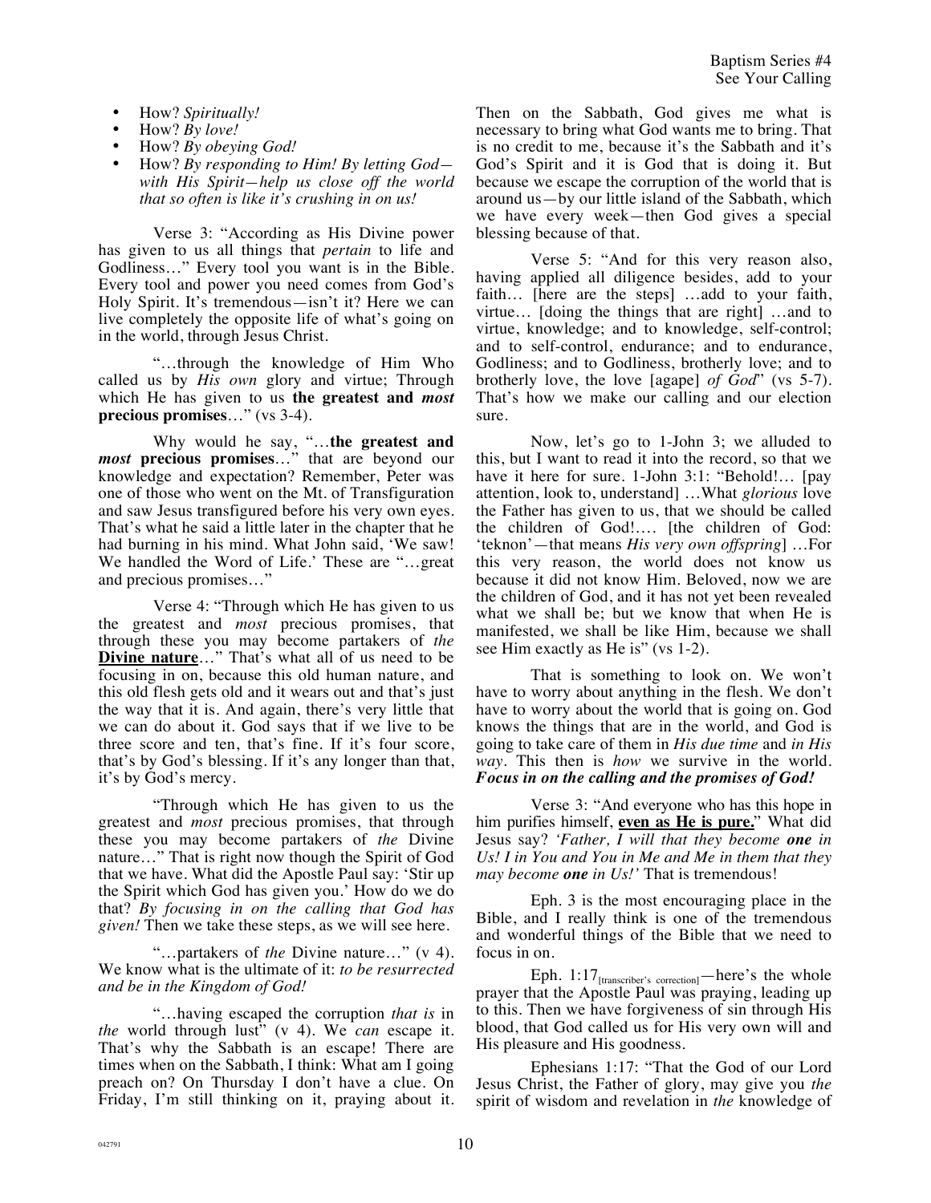- How? *Spiritually!*
- How? *By love!*
- How? *By obeying God!*
- How? *By responding to Him! By letting God—with His Spirit—help us close off the world that so often is like it's crushing in on us!*

Verse 3: "According as His Divine power has given to us all things that *pertain* to life and Godliness…" Every tool you want is in the Bible. Every tool and power you need comes from God's Holy Spirit. It's tremendous—isn't it? Here we can live completely the opposite life of what's going on in the world, through Jesus Christ.

"…through the knowledge of Him Who called us by *His own* glory and virtue; Through which He has given to us **the greatest and *most* precious promises**…" (vs 3-4).

Why would he say, "…**the greatest and *most* precious promises**…" that are beyond our knowledge and expectation? Remember, Peter was one of those who went on the Mt. of Transfiguration and saw Jesus transfigured before his very own eyes. That's what he said a little later in the chapter that he had burning in his mind. What John said, 'We saw! We handled the Word of Life.' These are "…great and precious promises…"

Verse 4: "Through which He has given to us the greatest and *most* precious promises, that through these you may become partakers of *the* **Divine nature**…" That's what all of us need to be focusing in on, because this old human nature, and this old flesh gets old and it wears out and that's just the way that it is. And again, there's very little that we can do about it. God says that if we live to be three score and ten, that's fine. If it's four score, that's by God's blessing. If it's any longer than that, it's by God's mercy.

"Through which He has given to us the greatest and *most* precious promises, that through these you may become partakers of *the* Divine nature…" That is right now though the Spirit of God that we have. What did the Apostle Paul say: 'Stir up the Spirit which God has given you.' How do we do that? *By focusing in on the calling that God has given!* Then we take these steps, as we will see here.

"…partakers of *the* Divine nature…" (v 4). We know what is the ultimate of it: *to be resurrected and be in the Kingdom of God!*

"…having escaped the corruption *that is* in *the* world through lust" (v 4). We *can* escape it. That's why the Sabbath is an escape! There are times when on the Sabbath, I think: What am I going preach on? On Thursday I don't have a clue. On Friday, I'm still thinking on it, praying about it. Then on the Sabbath, God gives me what is necessary to bring what God wants me to bring. That is no credit to me, because it's the Sabbath and it's God's Spirit and it is God that is doing it. But because we escape the corruption of the world that is around us—by our little island of the Sabbath, which we have every week—then God gives a special blessing because of that.

Verse 5: "And for this very reason also, having applied all diligence besides, add to your faith… [here are the steps] …add to your faith, virtue… [doing the things that are right] …and to virtue, knowledge; and to knowledge, self-control; and to self-control, endurance; and to endurance, Godliness; and to Godliness, brotherly love; and to brotherly love, the love [agape] *of God*" (vs 5-7). That's how we make our calling and our election sure.

Now, let's go to 1-John 3; we alluded to this, but I want to read it into the record, so that we have it here for sure. 1-John 3:1: "Behold!… [pay attention, look to, understand] …What *glorious* love the Father has given to us, that we should be called the children of God!…. [the children of God: 'teknon'—that means *His very own offspring*] …For this very reason, the world does not know us because it did not know Him. Beloved, now we are the children of God, and it has not yet been revealed what we shall be; but we know that when He is manifested, we shall be like Him, because we shall see Him exactly as He is" (vs 1-2).

That is something to look on. We won't have to worry about anything in the flesh. We don't have to worry about the world that is going on. God knows the things that are in the world, and God is going to take care of them in *His due time* and *in His way*. This then is *how* we survive in the world. ***Focus in on the calling and the promises of God!***

Verse 3: "And everyone who has this hope in him purifies himself, **even as He is pure.**" What did Jesus say? *'Father, I will that they become **one** in Us! I in You and You in Me and Me in them that they may become **one** in Us!'* That is tremendous!

Eph. 3 is the most encouraging place in the Bible, and I really think is one of the tremendous and wonderful things of the Bible that we need to focus in on.

Eph. 1:17[transcriber's correction]—here's the whole prayer that the Apostle Paul was praying, leading up to this. Then we have forgiveness of sin through His blood, that God called us for His very own will and His pleasure and His goodness.

Ephesians 1:17: "That the God of our Lord Jesus Christ, the Father of glory, may give you *the* spirit of wisdom and revelation in *the* knowledge of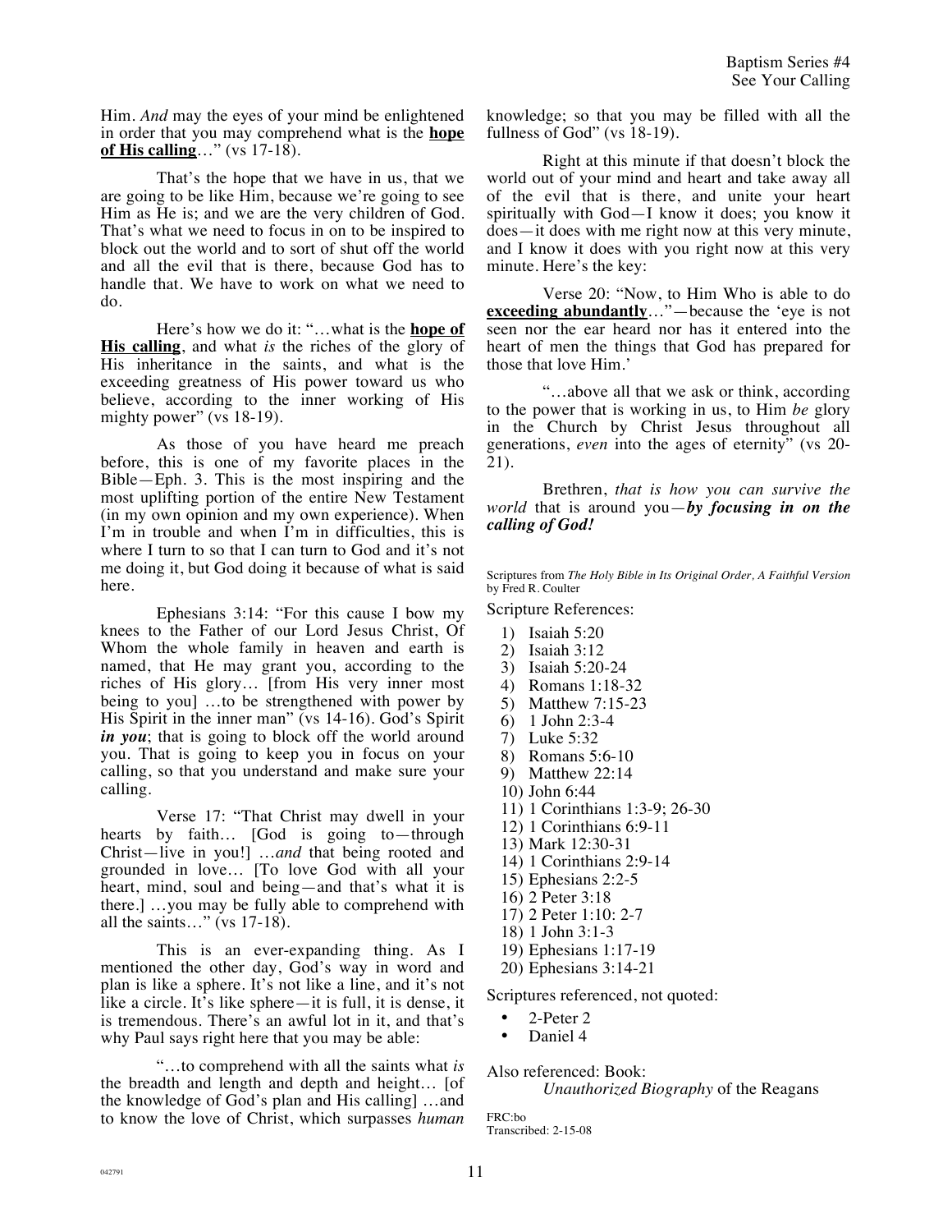Him. *And* may the eyes of your mind be enlightened in order that you may comprehend what is the **hope of His calling**…" (vs 17-18).

That's the hope that we have in us, that we are going to be like Him, because we're going to see Him as He is; and we are the very children of God. That's what we need to focus in on to be inspired to block out the world and to sort of shut off the world and all the evil that is there, because God has to handle that. We have to work on what we need to do.

Here's how we do it: "…what is the **hope of His calling**, and what *is* the riches of the glory of His inheritance in the saints, and what is the exceeding greatness of His power toward us who believe, according to the inner working of His mighty power" (vs 18-19).

As those of you have heard me preach before, this is one of my favorite places in the Bible—Eph. 3. This is the most inspiring and the most uplifting portion of the entire New Testament (in my own opinion and my own experience). When I'm in trouble and when I'm in difficulties, this is where I turn to so that I can turn to God and it's not me doing it, but God doing it because of what is said here.

Ephesians 3:14: "For this cause I bow my knees to the Father of our Lord Jesus Christ, Of Whom the whole family in heaven and earth is named, that He may grant you, according to the riches of His glory… [from His very inner most being to you] …to be strengthened with power by His Spirit in the inner man" (vs 14-16). God's Spirit ***in you***; that is going to block off the world around you. That is going to keep you in focus on your calling, so that you understand and make sure your calling.

Verse 17: "That Christ may dwell in your hearts by faith… [God is going to—through Christ—live in you!] …*and* that being rooted and grounded in love… [To love God with all your heart, mind, soul and being—and that's what it is there.] …you may be fully able to comprehend with all the saints…" (vs 17-18).

This is an ever-expanding thing. As I mentioned the other day, God's way in word and plan is like a sphere. It's not like a line, and it's not like a circle. It's like sphere—it is full, it is dense, it is tremendous. There's an awful lot in it, and that's why Paul says right here that you may be able:

"…to comprehend with all the saints what *is* the breadth and length and depth and height… [of the knowledge of God's plan and His calling] …and to know the love of Christ, which surpasses *human* knowledge; so that you may be filled with all the fullness of God" (vs 18-19).

Right at this minute if that doesn't block the world out of your mind and heart and take away all of the evil that is there, and unite your heart spiritually with God—I know it does; you know it does—it does with me right now at this very minute, and I know it does with you right now at this very minute. Here's the key:

Verse 20: "Now, to Him Who is able to do **exceeding abundantly**…"—because the 'eye is not seen nor the ear heard nor has it entered into the heart of men the things that God has prepared for those that love Him.'

"…above all that we ask or think, according to the power that is working in us, to Him *be* glory in the Church by Christ Jesus throughout all generations, *even* into the ages of eternity" (vs 20-21).

Brethren, *that is how you can survive the world* that is around you—***by focusing in on the calling of God!***

Scriptures from *The Holy Bible in Its Original Order, A Faithful Version* by Fred R. Coulter

Scripture References:

1) Isaiah 5:20
2) Isaiah 3:12
3) Isaiah 5:20-24
4) Romans 1:18-32
5) Matthew 7:15-23
6) 1 John 2:3-4
7) Luke 5:32
8) Romans 5:6-10
9) Matthew 22:14
10) John 6:44
11) 1 Corinthians 1:3-9; 26-30
12) 1 Corinthians 6:9-11
13) Mark 12:30-31
14) 1 Corinthians 2:9-14
15) Ephesians 2:2-5
16) 2 Peter 3:18
17) 2 Peter 1:10: 2-7
18) 1 John 3:1-3
19) Ephesians 1:17-19
20) Ephesians 3:14-21

Scriptures referenced, not quoted:

- 2-Peter 2
- Daniel 4

Also referenced: Book:
*Unauthorized Biography* of the Reagans

FRC:bo
Transcribed: 2-15-08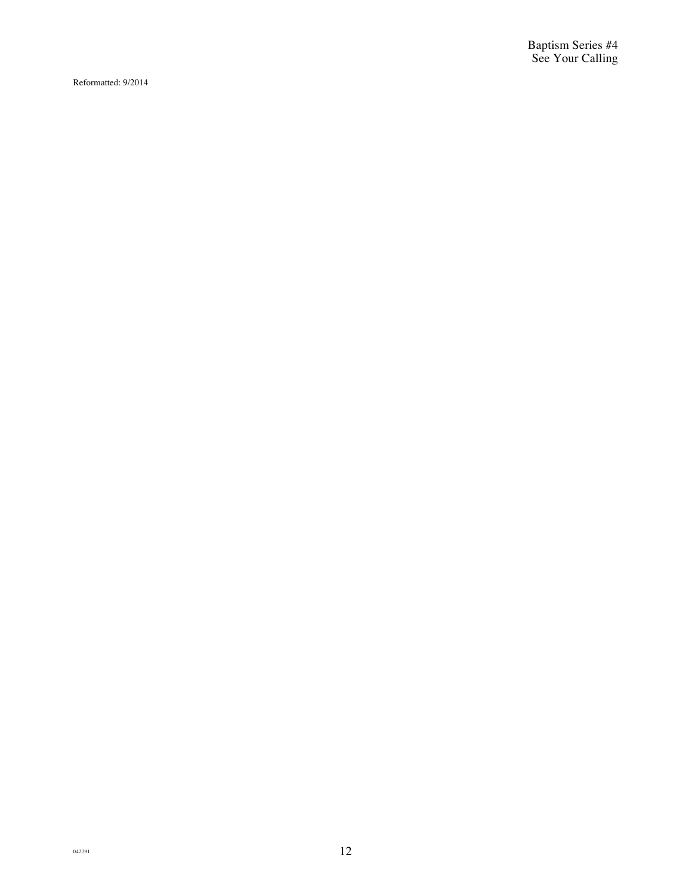Reformatted: 9/2014